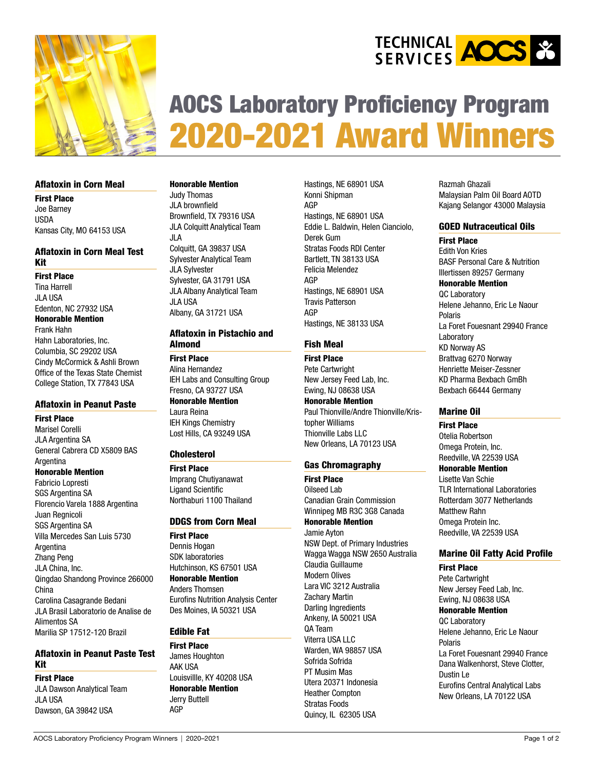# AOCS Laboratory Proficiency Program 2020-2021 Award Winners

## Aflatoxin in Corn Meal

**First Place**
Joe Barney
USDA
Kansas City, MO 64153 USA

## Aflatoxin in Corn Meal Test Kit

**First Place**
Tina Harrell
JLA USA
Edenton, NC 27932 USA

**Honorable Mention**
Frank Hahn
Hahn Laboratories, Inc.
Columbia, SC 29202 USA
Cindy McCormick & Ashli Brown
Office of the Texas State Chemist
College Station, TX 77843 USA

## Aflatoxin in Peanut Paste

**First Place**
Marisel Corelli
JLA Argentina SA
General Cabrera CD X5809 BAS
Argentina

**Honorable Mention**
Fabricio Lopresti
SGS Argentina SA
Florencio Varela 1888 Argentina
Juan Regnicoli
SGS Argentina SA
Villa Mercedes San Luis 5730
Argentina
Zhang Peng
JLA China, Inc.
Qingdao Shandong Province 266000
China
Carolina Casagrande Bedani
JLA Brasil Laboratorio de Analise de Alimentos SA
Marilia SP 17512-120 Brazil

## Aflatoxin in Peanut Paste Test Kit

**First Place**
JLA Dawson Analytical Team
JLA USA
Dawson, GA 39842 USA

**Honorable Mention**
Judy Thomas
JLA brownfield
Brownfield, TX 79316 USA
JLA Colquitt Analytical Team
JLA
Colquitt, GA 39837 USA
Sylvester Analytical Team
JLA Sylvester
Sylvester, GA 31791 USA
JLA Albany Analytical Team
JLA USA
Albany, GA 31721 USA

## Aflatoxin in Pistachio and Almond

**First Place**
Alina Hernandez
IEH Labs and Consulting Group
Fresno, CA 93727 USA

**Honorable Mention**
Laura Reina
IEH Kings Chemistry
Lost Hills, CA 93249 USA

## Cholesterol

**First Place**
Imprang Chutiyanawat
Ligand Scientific
Northaburi 1100 Thailand

## DDGS from Corn Meal

**First Place**
Dennis Hogan
SDK laboratories
Hutchinson, KS 67501 USA

**Honorable Mention**
Anders Thomsen
Eurofins Nutrition Analysis Center
Des Moines, IA 50321 USA

## Edible Fat

**First Place**
James Houghton
AAK USA
Louisville, KY 40208 USA

**Honorable Mention**
Jerry Buttell
AGP
Hastings, NE 68901 USA
Konni Shipman
AGP
Hastings, NE 68901 USA
Eddie L. Baldwin, Helen Cianciolo, Derek Gum
Stratas Foods RDI Center
Bartlett, TN 38133 USA
Felicia Melendez
AGP
Hastings, NE 68901 USA
Travis Patterson
AGP
Hastings, NE 38133 USA

## Fish Meal

**First Place**
Pete Cartwright
New Jersey Feed Lab, Inc.
Ewing, NJ 08638 USA

**Honorable Mention**
Paul Thionville/Andre Thionville/Kristopher Williams
Thionville Labs LLC
New Orleans, LA 70123 USA

## Gas Chromagraphy

**First Place**
Oilseed Lab
Canadian Grain Commission
Winnipeg MB R3C 3G8 Canada

**Honorable Mention**
Jamie Ayton
NSW Dept. of Primary Industries
Wagga Wagga NSW 2650 Australia
Claudia Guillaume
Modern Olives
Lara VIC 3212 Australia
Zachary Martin
Darling Ingredients
Ankeny, IA 50021 USA
QA Team
Viterra USA LLC
Warden, WA 98857 USA
Sofrida Sofrida
PT Musim Mas
Utera 20371 Indonesia
Heather Compton
Stratas Foods
Quincy, IL 62305 USA
Razmah Ghazali
Malaysian Palm Oil Board AOTD
Kajang Selangor 43000 Malaysia

## GOED Nutraceutical Oils

**First Place**
Edith Von Kries
BASF Personal Care & Nutrition
Illertissen 89257 Germany

**Honorable Mention**
QC Laboratory
Helene Jehanno, Eric Le Naour
Polaris
La Foret Fouesnant 29940 France
Laboratory
KD Norway AS
Brattvag 6270 Norway
Henriette Meiser-Zessner
KD Pharma Bexbach GmBH
Bexbach 66444 Germany

## Marine Oil

**First Place**
Otelia Robertson
Omega Protein, Inc.
Reedville, VA 22539 USA

**Honorable Mention**
Lisette Van Schie
TLR International Laboratories
Rotterdam 3077 Netherlands
Matthew Rahn
Omega Protein Inc.
Reedville, VA 22539 USA

## Marine Oil Fatty Acid Profile

**First Place**
Pete Cartwright
New Jersey Feed Lab, Inc.
Ewing, NJ 08638 USA

**Honorable Mention**
QC Laboratory
Helene Jehanno, Eric Le Naour
Polaris
La Foret Fouesnant 29940 France
Dana Walkenhorst, Steve Clotter, Dustin Le
Eurofins Central Analytical Labs
New Orleans, LA 70122 USA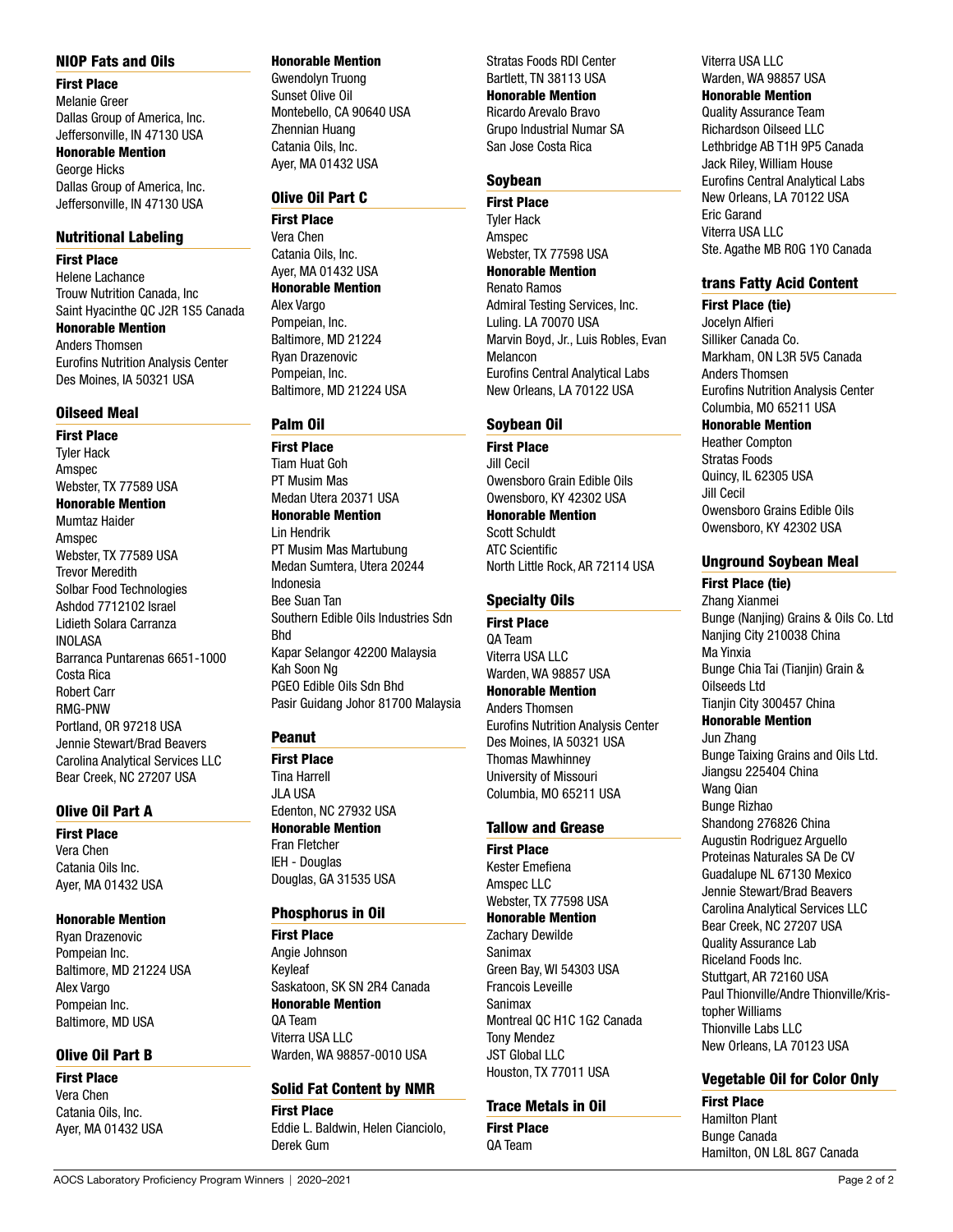## NIOP Fats and Oils

**First Place**
Melanie Greer
Dallas Group of America, Inc.
Jeffersonville, IN 47130 USA

**Honorable Mention**
George Hicks
Dallas Group of America, Inc.
Jeffersonville, IN 47130 USA

## Nutritional Labeling

**First Place**
Helene Lachance
Trouw Nutrition Canada, Inc
Saint Hyacinthe QC J2R 1S5 Canada

**Honorable Mention**
Anders Thomsen
Eurofins Nutrition Analysis Center
Des Moines, IA 50321 USA

## Oilseed Meal

**First Place**
Tyler Hack
Amspec
Webster, TX 77589 USA

**Honorable Mention**
Mumtaz Haider
Amspec
Webster, TX 77589 USA
Trevor Meredith
Solbar Food Technologies
Ashdod 7712102 Israel
Lidieth Solara Carranza
INOLASA
Barranca Puntarenas 6651-1000
Costa Rica
Robert Carr
RMG-PNW
Portland, OR 97218 USA
Jennie Stewart/Brad Beavers
Carolina Analytical Services LLC
Bear Creek, NC 27207 USA

## Olive Oil Part A

**First Place**
Vera Chen
Catania Oils Inc.
Ayer, MA 01432 USA

**Honorable Mention**
Ryan Drazenovic
Pompeian Inc.
Baltimore, MD 21224 USA
Alex Vargo
Pompeian Inc.
Baltimore, MD USA

## Olive Oil Part B

**First Place**
Vera Chen
Catania Oils, Inc.
Ayer, MA 01432 USA

**Honorable Mention**
Gwendolyn Truong
Sunset Olive Oil
Montebello, CA 90640 USA
Zhennian Huang
Catania Oils, Inc.
Ayer, MA 01432 USA

## Olive Oil Part C

**First Place**
Vera Chen
Catania Oils, Inc.
Ayer, MA 01432 USA

**Honorable Mention**
Alex Vargo
Pompeian, Inc.
Baltimore, MD 21224
Ryan Drazenovic
Pompeian, Inc.
Baltimore, MD 21224 USA

## Palm Oil

**First Place**
Tiam Huat Goh
PT Musim Mas
Medan Utera 20371 USA

**Honorable Mention**
Lin Hendrik
PT Musim Mas Martubung
Medan Sumtera, Utera 20244
Indonesia
Bee Suan Tan
Southern Edible Oils Industries Sdn Bhd
Kapar Selangor 42200 Malaysia
Kah Soon Ng
PGEO Edible Oils Sdn Bhd
Pasir Guidang Johor 81700 Malaysia

## Peanut

**First Place**
Tina Harrell
JLA USA
Edenton, NC 27932 USA

**Honorable Mention**
Fran Fletcher
IEH - Douglas
Douglas, GA 31535 USA

## Phosphorus in Oil

**First Place**
Angie Johnson
Keyleaf
Saskatoon, SK SN 2R4 Canada

**Honorable Mention**
QA Team
Viterra USA LLC
Warden, WA 98857-0010 USA

## Solid Fat Content by NMR

**First Place**
Eddie L. Baldwin, Helen Cianciolo, Derek Gum
Stratas Foods RDI Center
Bartlett, TN 38113 USA

**Honorable Mention**
Ricardo Arevalo Bravo
Grupo Industrial Numar SA
San Jose Costa Rica

## Soybean

**First Place**
Tyler Hack
Amspec
Webster, TX 77598 USA

**Honorable Mention**
Renato Ramos
Admiral Testing Services, Inc.
Luling. LA 70070 USA
Marvin Boyd, Jr., Luis Robles, Evan Melancon
Eurofins Central Analytical Labs
New Orleans, LA 70122 USA

## Soybean Oil

**First Place**
Jill Cecil
Owensboro Grain Edible Oils
Owensboro, KY 42302 USA

**Honorable Mention**
Scott Schuldt
ATC Scientific
North Little Rock, AR 72114 USA

## Specialty Oils

**First Place**
QA Team
Viterra USA LLC
Warden, WA 98857 USA

**Honorable Mention**
Anders Thomsen
Eurofins Nutrition Analysis Center
Des Moines, IA 50321 USA
Thomas Mawhinney
University of Missouri
Columbia, MO 65211 USA

## Tallow and Grease

**First Place**
Kester Emefiena
Amspec LLC
Webster, TX 77598 USA

**Honorable Mention**
Zachary Dewilde
Sanimax
Green Bay, WI 54303 USA
Francois Leveille
Sanimax
Montreal QC H1C 1G2 Canada
Tony Mendez
JST Global LLC
Houston, TX 77011 USA

## Trace Metals in Oil

**First Place**
QA Team
Viterra USA LLC
Warden, WA 98857 USA

**Honorable Mention**
Quality Assurance Team
Richardson Oilseed LLC
Lethbridge AB T1H 9P5 Canada
Jack Riley, William House
Eurofins Central Analytical Labs
New Orleans, LA 70122 USA
Eric Garand
Viterra USA LLC
Ste. Agathe MB R0G 1Y0 Canada

## trans Fatty Acid Content

**First Place (tie)**
Jocelyn Alfieri
Silliker Canada Co.
Markham, ON L3R 5V5 Canada
Anders Thomsen
Eurofins Nutrition Analysis Center
Columbia, MO 65211 USA

**Honorable Mention**
Heather Compton
Stratas Foods
Quincy, IL 62305 USA
Jill Cecil
Owensboro Grains Edible Oils
Owensboro, KY 42302 USA

## Unground Soybean Meal

**First Place (tie)**
Zhang Xianmei
Bunge (Nanjing) Grains & Oils Co. Ltd
Nanjing City 210038 China
Ma Yinxia
Bunge Chia Tai (Tianjin) Grain & Oilseeds Ltd
Tianjin City 300457 China

**Honorable Mention**
Jun Zhang
Bunge Taixing Grains and Oils Ltd.
Jiangsu 225404 China
Wang Qian
Bunge Rizhao
Shandong 276826 China
Augustin Rodriguez Arguello
Proteinas Naturales SA De CV
Guadalupe NL 67130 Mexico
Jennie Stewart/Brad Beavers
Carolina Analytical Services LLC
Bear Creek, NC 27207 USA
Quality Assurance Lab
Riceland Foods Inc.
Stuttgart, AR 72160 USA
Paul Thionville/Andre Thionville/Kristopher Williams
Thionville Labs LLC
New Orleans, LA 70123 USA

## Vegetable Oil for Color Only

**First Place**
Hamilton Plant
Bunge Canada
Hamilton, ON L8L 8G7 Canada